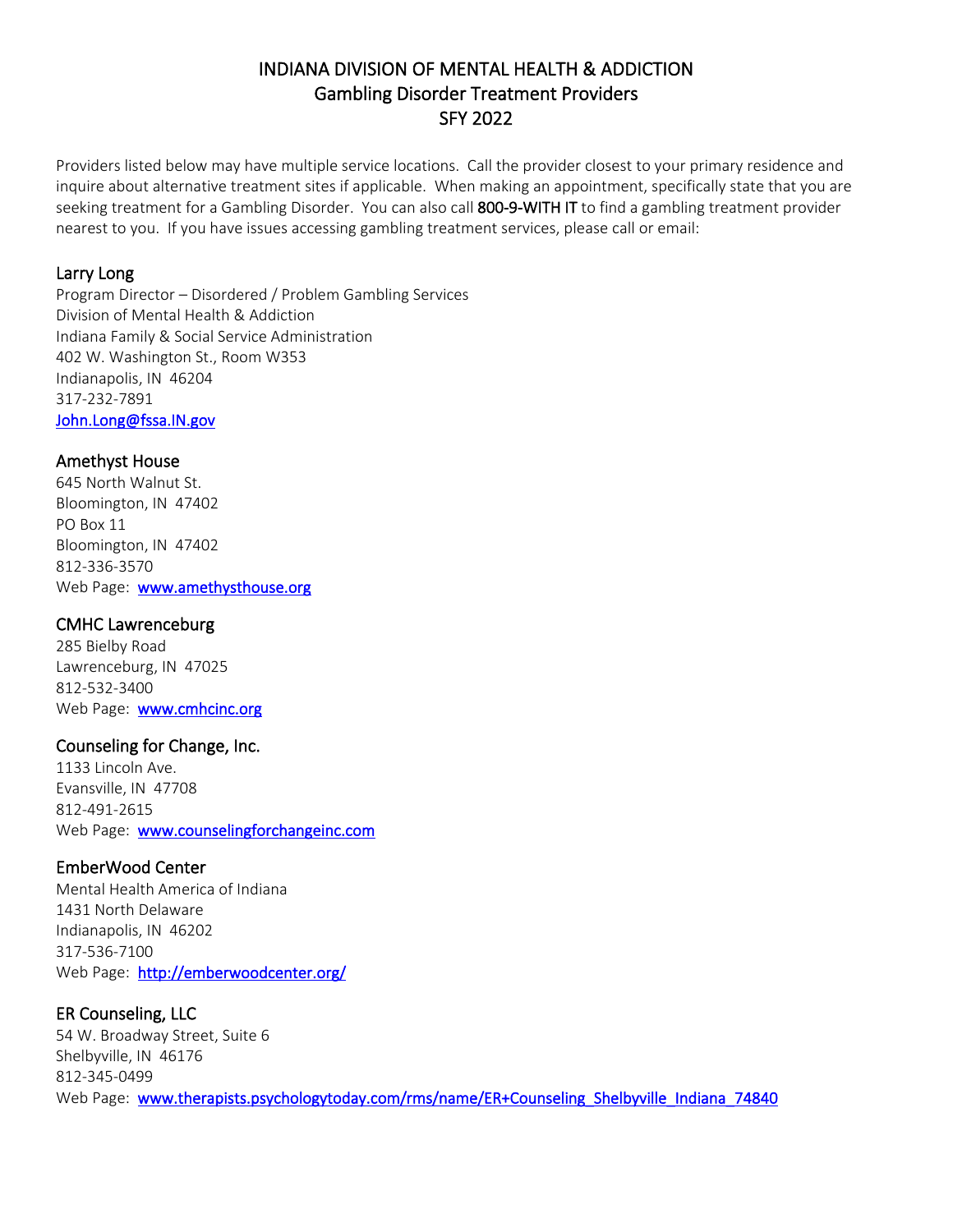# INDIANA DIVISION OF MENTAL HEALTH & ADDICTION
## Gambling Disorder Treatment Providers
## SFY 2022

Providers listed below may have multiple service locations. Call the provider closest to your primary residence and inquire about alternative treatment sites if applicable. When making an appointment, specifically state that you are seeking treatment for a Gambling Disorder. You can also call **800-9-WITH IT** to find a gambling treatment provider nearest to you. If you have issues accessing gambling treatment services, please call or email:

### Larry Long

Program Director – Disordered / Problem Gambling Services
Division of Mental Health & Addiction
Indiana Family & Social Service Administration
402 W. Washington St., Room W353
Indianapolis, IN 46204
317-232-7891
John.Long@fssa.IN.gov

### Amethyst House

645 North Walnut St.
Bloomington, IN 47402
PO Box 11
Bloomington, IN 47402
812-336-3570
Web Page: www.amethysthouse.org

### CMHC Lawrenceburg

285 Bielby Road
Lawrenceburg, IN 47025
812-532-3400
Web Page: www.cmhcinc.org

### Counseling for Change, Inc.

1133 Lincoln Ave.
Evansville, IN 47708
812-491-2615
Web Page: www.counselingforchangeinc.com

### EmberWood Center

Mental Health America of Indiana
1431 North Delaware
Indianapolis, IN 46202
317-536-7100
Web Page: http://emberwoodcenter.org/

### ER Counseling, LLC

54 W. Broadway Street, Suite 6
Shelbyville, IN 46176
812-345-0499
Web Page: www.therapists.psychologytoday.com/rms/name/ER+Counseling_Shelbyville_Indiana_74840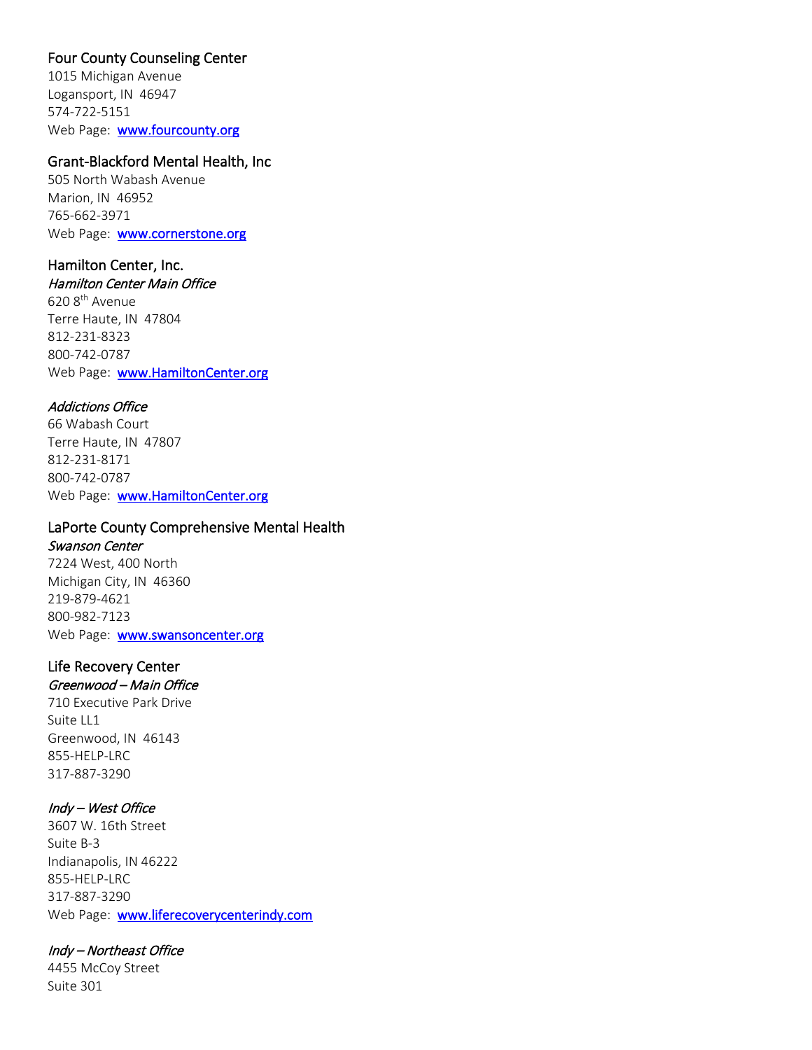### Four County Counseling Center

1015 Michigan Avenue
Logansport, IN 46947
574-722-5151
Web Page: [www.fourcounty.org](http://www.fourcounty.org)

### Grant-Blackford Mental Health, Inc

505 North Wabash Avenue
Marion, IN 46952
765-662-3971
Web Page: [www.cornerstone.org](http://www.cornerstone.org)

### Hamilton Center, Inc.

*Hamilton Center Main Office*

620 8th Avenue
Terre Haute, IN 47804
812-231-8323
800-742-0787
Web Page: [www.HamiltonCenter.org](http://www.HamiltonCenter.org)

*Addictions Office*

66 Wabash Court
Terre Haute, IN 47807
812-231-8171
800-742-0787
Web Page: [www.HamiltonCenter.org](http://www.HamiltonCenter.org)

### LaPorte County Comprehensive Mental Health

*Swanson Center*

7224 West, 400 North
Michigan City, IN 46360
219-879-4621
800-982-7123
Web Page: [www.swansoncenter.org](http://www.swansoncenter.org)

### Life Recovery Center

*Greenwood – Main Office*

710 Executive Park Drive
Suite LL1
Greenwood, IN 46143
855-HELP-LRC
317-887-3290

*Indy – West Office*

3607 W. 16th Street
Suite B-3
Indianapolis, IN 46222
855-HELP-LRC
317-887-3290
Web Page: [www.liferecoverycenterindy.com](http://www.liferecoverycenterindy.com)

*Indy – Northeast Office*

4455 McCoy Street
Suite 301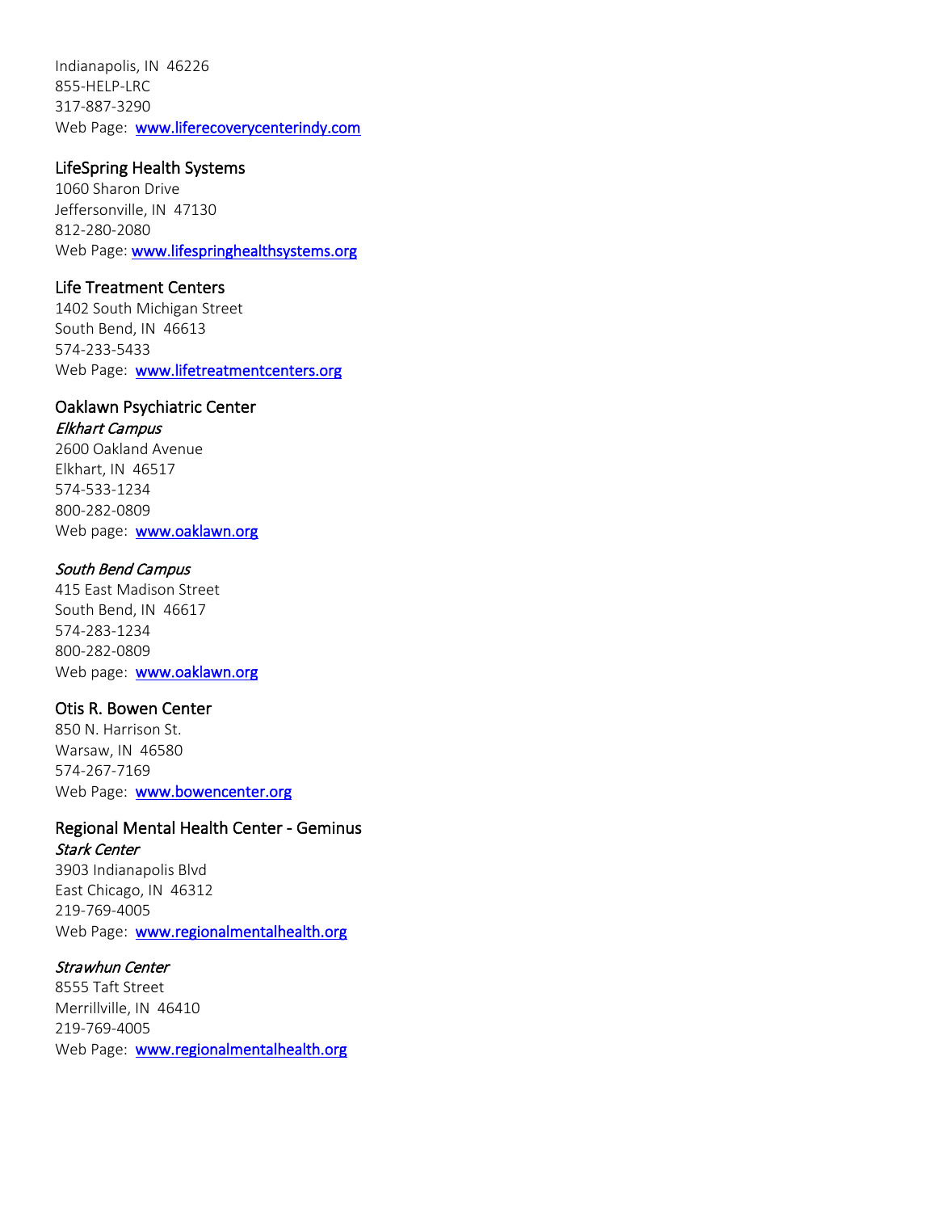Indianapolis, IN 46226
855-HELP-LRC
317-887-3290
Web Page: [www.liferecoverycenterindy.com](http://www.liferecoverycenterindy.com)

### LifeSpring Health Systems

1060 Sharon Drive
Jeffersonville, IN 47130
812-280-2080
Web Page: [www.lifespringhealthsystems.org](http://www.lifespringhealthsystems.org)

### Life Treatment Centers

1402 South Michigan Street
South Bend, IN 46613
574-233-5433
Web Page: [www.lifetreatmentcenters.org](http://www.lifetreatmentcenters.org)

### Oaklawn Psychiatric Center

*Elkhart Campus*
2600 Oakland Avenue
Elkhart, IN 46517
574-533-1234
800-282-0809
Web page: [www.oaklawn.org](http://www.oaklawn.org)

*South Bend Campus*
415 East Madison Street
South Bend, IN 46617
574-283-1234
800-282-0809
Web page: [www.oaklawn.org](http://www.oaklawn.org)

### Otis R. Bowen Center

850 N. Harrison St.
Warsaw, IN 46580
574-267-7169
Web Page: [www.bowencenter.org](http://www.bowencenter.org)

### Regional Mental Health Center - Geminus

*Stark Center*
3903 Indianapolis Blvd
East Chicago, IN 46312
219-769-4005
Web Page: [www.regionalmentalhealth.org](http://www.regionalmentalhealth.org)

*Strawhun Center*
8555 Taft Street
Merrillville, IN 46410
219-769-4005
Web Page: [www.regionalmentalhealth.org](http://www.regionalmentalhealth.org)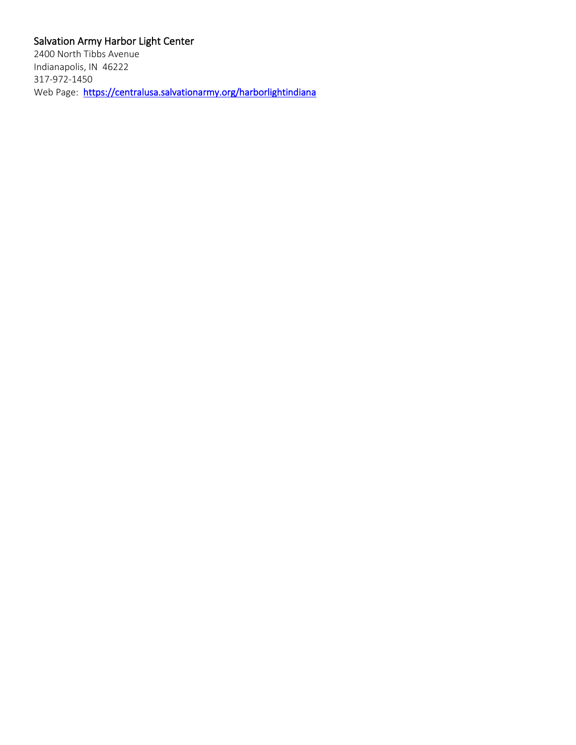### Salvation Army Harbor Light Center

2400 North Tibbs Avenue
Indianapolis, IN 46222
317-972-1450
Web Page: [https://centralusa.salvationarmy.org/harborlightindiana](https://centralusa.salvationarmy.org/harborlightindiana)